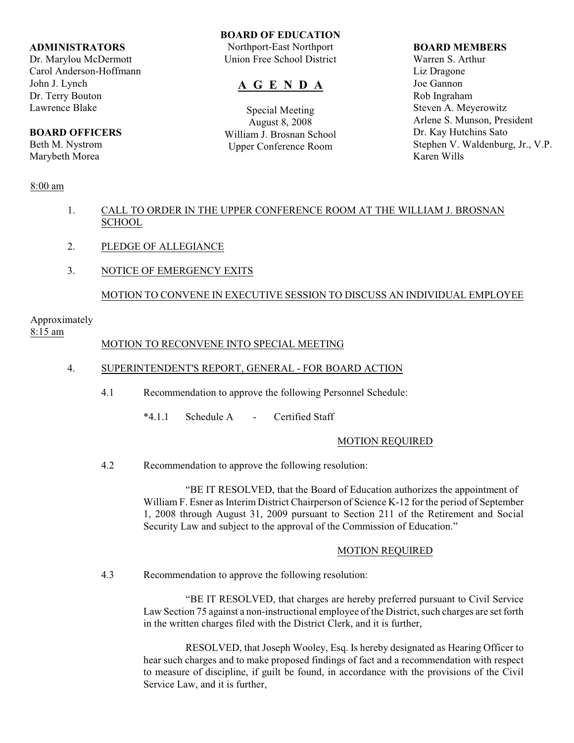**BOARD OF EDUCATION**
Northport-East Northport
Union Free School District

# A G E N D A

Special Meeting
August 8, 2008
William J. Brosnan School
Upper Conference Room

**ADMINISTRATORS**
Dr. Marylou McDermott
Carol Anderson-Hoffmann
John J. Lynch
Dr. Terry Bouton
Lawrence Blake

**BOARD OFFICERS**
Beth M. Nystrom
Marybeth Morea

**BOARD MEMBERS**
Warren S. Arthur
Liz Dragone
Joe Gannon
Rob Ingraham
Steven A. Meyerowitz
Arlene S. Munson, President
Dr. Kay Hutchins Sato
Stephen V. Waldenburg, Jr., V.P.
Karen Wills

8:00 am

1. CALL TO ORDER IN THE UPPER CONFERENCE ROOM AT THE WILLIAM J. BROSNAN SCHOOL

2. PLEDGE OF ALLEGIANCE

3. NOTICE OF EMERGENCY EXITS

MOTION TO CONVENE IN EXECUTIVE SESSION TO DISCUSS AN INDIVIDUAL EMPLOYEE

Approximately
8:15 am

MOTION TO RECONVENE INTO SPECIAL MEETING

4. SUPERINTENDENT'S REPORT, GENERAL - FOR BOARD ACTION

4.1 Recommendation to approve the following Personnel Schedule:

*4.1.1 Schedule A - Certified Staff

MOTION REQUIRED

4.2 Recommendation to approve the following resolution:

"BE IT RESOLVED, that the Board of Education authorizes the appointment of William F. Esner as Interim District Chairperson of Science K-12 for the period of September 1, 2008 through August 31, 2009 pursuant to Section 211 of the Retirement and Social Security Law and subject to the approval of the Commission of Education."

MOTION REQUIRED

4.3 Recommendation to approve the following resolution:

"BE IT RESOLVED, that charges are hereby preferred pursuant to Civil Service Law Section 75 against a non-instructional employee of the District, such charges are set forth in the written charges filed with the District Clerk, and it is further,

RESOLVED, that Joseph Wooley, Esq. Is hereby designated as Hearing Officer to hear such charges and to make proposed findings of fact and a recommendation with respect to measure of discipline, if guilt be found, in accordance with the provisions of the Civil Service Law, and it is further,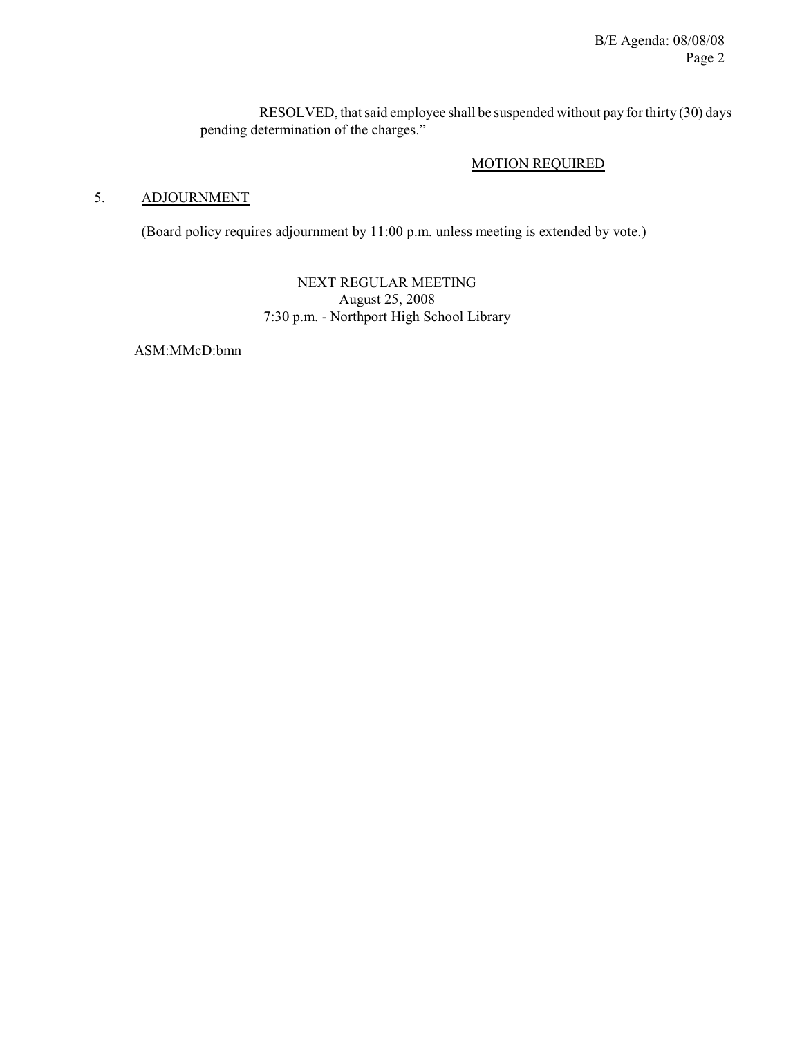RESOLVED, that said employee shall be suspended without pay for thirty (30) days pending determination of the charges."

MOTION REQUIRED

5. ADJOURNMENT

(Board policy requires adjournment by 11:00 p.m. unless meeting is extended by vote.)

NEXT REGULAR MEETING
August 25, 2008
7:30 p.m. - Northport High School Library

ASM:MMcD:bmn